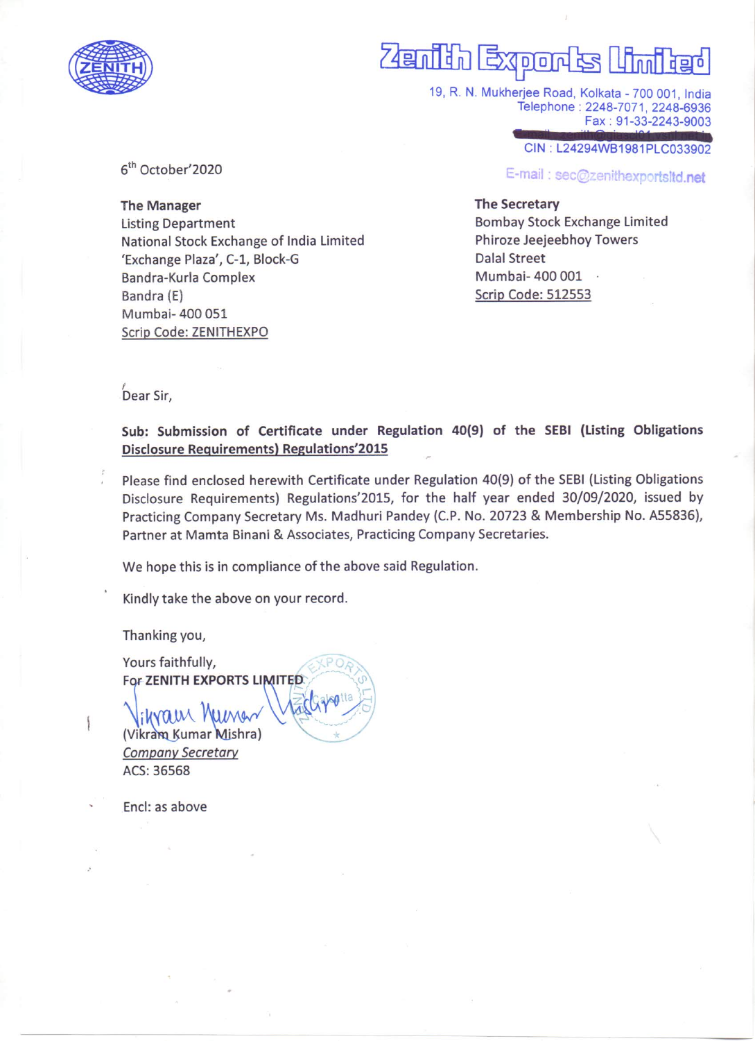# Zenith Exports Limited

19, R. N. Mukherjee Road, Kolkata - 700 001, India
Telephone : 2248-7071, 2248-6936
Fax : 91-33-2243-9003
CIN : L24294WB1981PLC033902
E-mail : sec@zenithexportsltd.net

6th October'2020

**The Manager**
Listing Department
National Stock Exchange of India Limited
'Exchange Plaza', C-1, Block-G
Bandra-Kurla Complex
Bandra (E)
Mumbai- 400 051
Scrip Code: ZENITHEXPO

**The Secretary**
Bombay Stock Exchange Limited
Phiroze Jeejeebhoy Towers
Dalal Street
Mumbai- 400 001
Scrip Code: 512553

Dear Sir,

**Sub: Submission of Certificate under Regulation 40(9) of the SEBI (Listing Obligations Disclosure Requirements) Regulations'2015**

Please find enclosed herewith Certificate under Regulation 40(9) of the SEBI (Listing Obligations Disclosure Requirements) Regulations'2015, for the half year ended 30/09/2020, issued by Practicing Company Secretary Ms. Madhuri Pandey (C.P. No. 20723 & Membership No. A55836), Partner at Mamta Binani & Associates, Practicing Company Secretaries.

We hope this is in compliance of the above said Regulation.

Kindly take the above on your record.

Thanking you,

Yours faithfully,
For **ZENITH EXPORTS LIMITED**

(Vikram Kumar Mishra)
*Company Secretary*
ACS: 36568

Encl: as above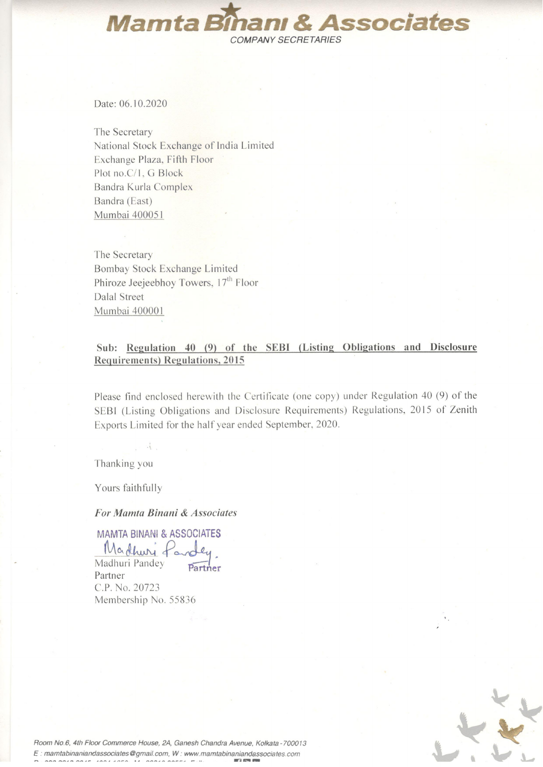# Mamta Binani & Associates

COMPANY SECRETARIES

Date: 06.10.2020

The Secretary
National Stock Exchange of India Limited
Exchange Plaza, Fifth Floor
Plot no.C/1, G Block
Bandra Kurla Complex
Bandra (East)
Mumbai 400051

The Secretary
Bombay Stock Exchange Limited
Phiroze Jeejeebhoy Towers, 17th Floor
Dalal Street
Mumbai 400001

**Sub: Regulation 40 (9) of the SEBI (Listing Obligations and Disclosure Requirements) Regulations, 2015**

Please find enclosed herewith the Certificate (one copy) under Regulation 40 (9) of the SEBI (Listing Obligations and Disclosure Requirements) Regulations, 2015 of Zenith Exports Limited for the half year ended September, 2020.

Thanking you

Yours faithfully

***For Mamta Binani & Associates***

MAMTA BINANI & ASSOCIATES

Madhuri Pandey
Partner
C.P. No. 20723
Membership No. 55836

*Room No.6, 4th Floor Commerce House, 2A, Ganesh Chandra Avenue, Kolkata - 700013*
*E : mamtabinaniandassociates@gmail.com, W : www.mamtabinaniandassociates.com*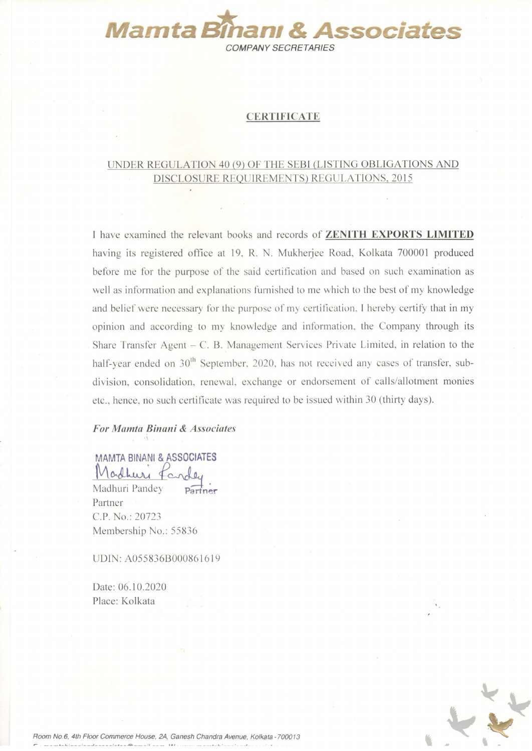# Mamta Binani & Associates

COMPANY SECRETARIES

## CERTIFICATE

UNDER REGULATION 40 (9) OF THE SEBI (LISTING OBLIGATIONS AND DISCLOSURE REQUIREMENTS) REGULATIONS, 2015

I have examined the relevant books and records of **ZENITH EXPORTS LIMITED** having its registered office at 19, R. N. Mukherjee Road, Kolkata 700001 produced before me for the purpose of the said certification and based on such examination as well as information and explanations furnished to me which to the best of my knowledge and belief were necessary for the purpose of my certification. I hereby certify that in my opinion and according to my knowledge and information, the Company through its Share Transfer Agent – C. B. Management Services Private Limited, in relation to the half-year ended on 30th September, 2020, has not received any cases of transfer, sub-division, consolidation, renewal, exchange or endorsement of calls/allotment monies etc., hence, no such certificate was required to be issued within 30 (thirty days).

***For Mamta Binani & Associates***

MAMTA BINANI & ASSOCIATES

Madhuri Pandey
Partner

Madhuri Pandey
Partner
C.P. No.: 20723
Membership No.: 55836

UDIN: A055836B000861619

Date: 06.10.2020
Place: Kolkata

Room No.6, 4th Floor Commerce House, 2A, Ganesh Chandra Avenue, Kolkata - 700013